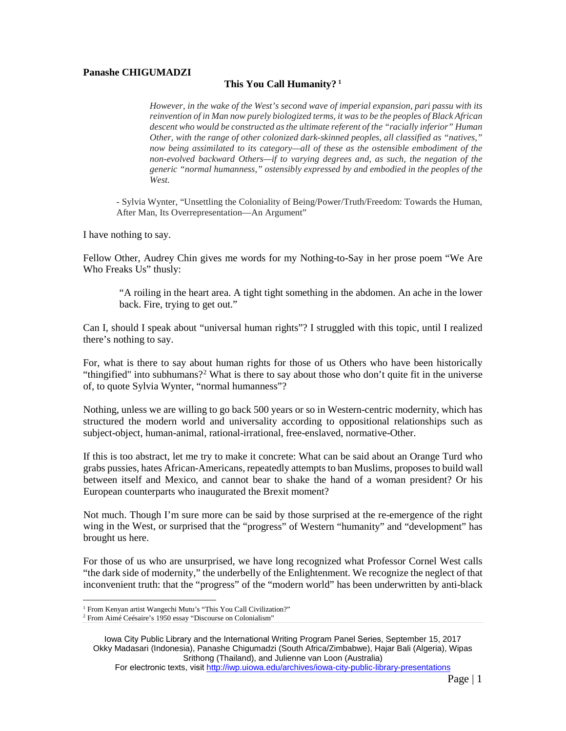**Panashe CHIGUMADZI**

# This You Call Humanity? [1]

> *However, in the wake of the West's second wave of imperial expansion, pari passu with its reinvention of in Man now purely biologized terms, it was to be the peoples of Black African descent who would be constructed as the ultimate referent of the "racially inferior" Human Other, with the range of other colonized dark-skinned peoples, all classified as "natives," now being assimilated to its category—all of these as the ostensible embodiment of the non-evolved backward Others—if to varying degrees and, as such, the negation of the generic "normal humanness," ostensibly expressed by and embodied in the peoples of the West.*
>
> - Sylvia Wynter, "Unsettling the Coloniality of Being/Power/Truth/Freedom: Towards the Human, After Man, Its Overrepresentation—An Argument"

I have nothing to say.

Fellow Other, Audrey Chin gives me words for my Nothing-to-Say in her prose poem "We Are Who Freaks Us" thusly:

> "A roiling in the heart area. A tight tight something in the abdomen. An ache in the lower back. Fire, trying to get out."

Can I, should I speak about "universal human rights"? I struggled with this topic, until I realized there's nothing to say.

For, what is there to say about human rights for those of us Others who have been historically "thingified" into subhumans?[2] What is there to say about those who don't quite fit in the universe of, to quote Sylvia Wynter, "normal humanness"?

Nothing, unless we are willing to go back 500 years or so in Western-centric modernity, which has structured the modern world and universality according to oppositional relationships such as subject-object, human-animal, rational-irrational, free-enslaved, normative-Other.

If this is too abstract, let me try to make it concrete: What can be said about an Orange Turd who grabs pussies, hates African-Americans, repeatedly attempts to ban Muslims, proposes to build wall between itself and Mexico, and cannot bear to shake the hand of a woman president? Or his European counterparts who inaugurated the Brexit moment?

Not much. Though I'm sure more can be said by those surprised at the re-emergence of the right wing in the West, or surprised that the "progress" of Western "humanity" and "development" has brought us here.

For those of us who are unsurprised, we have long recognized what Professor Cornel West calls "the dark side of modernity," the underbelly of the Enlightenment. We recognize the neglect of that inconvenient truth: that the "progress" of the "modern world" has been underwritten by anti-black

---

[1] From Kenyan artist Wangechi Mutu's "This You Call Civilization?"

[2] From Aimé Ceésaire's 1950 essay "Discourse on Colonialism"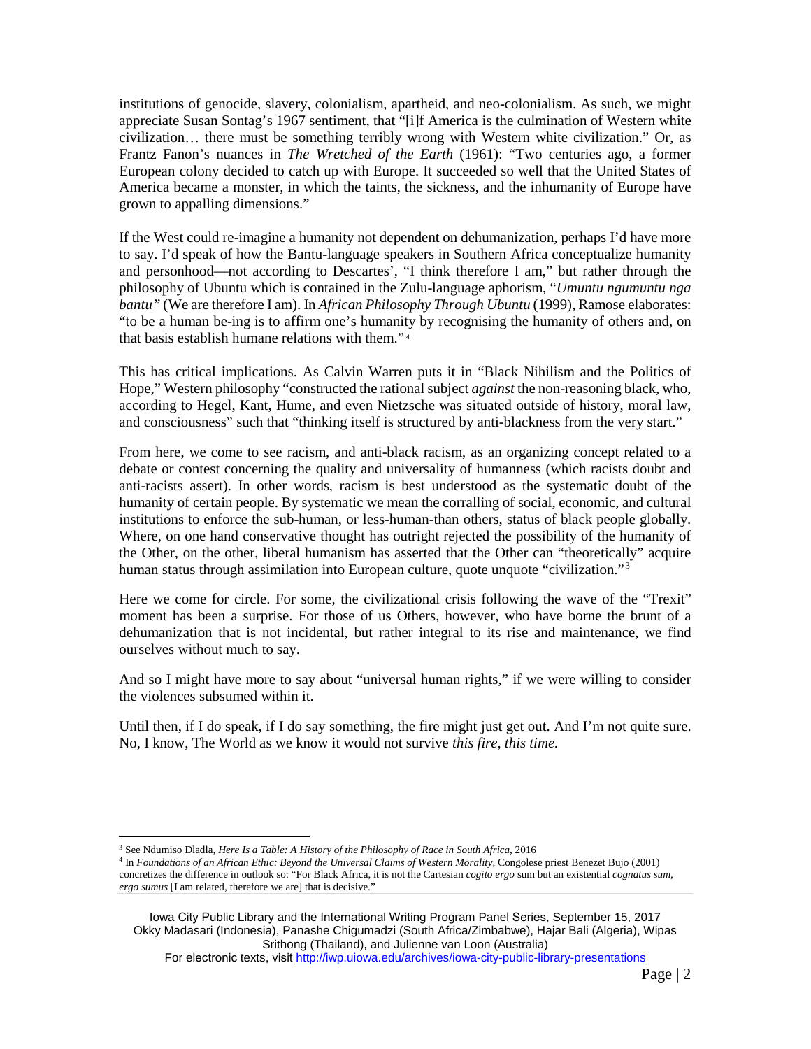institutions of genocide, slavery, colonialism, apartheid, and neo-colonialism. As such, we might appreciate Susan Sontag's 1967 sentiment, that "[i]f America is the culmination of Western white civilization… there must be something terribly wrong with Western white civilization." Or, as Frantz Fanon's nuances in *The Wretched of the Earth* (1961): "Two centuries ago, a former European colony decided to catch up with Europe. It succeeded so well that the United States of America became a monster, in which the taints, the sickness, and the inhumanity of Europe have grown to appalling dimensions."

If the West could re-imagine a humanity not dependent on dehumanization, perhaps I'd have more to say. I'd speak of how the Bantu-language speakers in Southern Africa conceptualize humanity and personhood—not according to Descartes', "I think therefore I am," but rather through the philosophy of Ubuntu which is contained in the Zulu-language aphorism, "*Umuntu ngumuntu nga bantu"* (We are therefore I am). In *African Philosophy Through Ubuntu* (1999), Ramose elaborates: "to be a human be-ing is to affirm one's humanity by recognising the humanity of others and, on that basis establish humane relations with them."[4]

This has critical implications. As Calvin Warren puts it in "Black Nihilism and the Politics of Hope," Western philosophy "constructed the rational subject *against* the non-reasoning black, who, according to Hegel, Kant, Hume, and even Nietzsche was situated outside of history, moral law, and consciousness" such that "thinking itself is structured by anti-blackness from the very start."

From here, we come to see racism, and anti-black racism, as an organizing concept related to a debate or contest concerning the quality and universality of humanness (which racists doubt and anti-racists assert). In other words, racism is best understood as the systematic doubt of the humanity of certain people. By systematic we mean the corralling of social, economic, and cultural institutions to enforce the sub-human, or less-human-than others, status of black people globally. Where, on one hand conservative thought has outright rejected the possibility of the humanity of the Other, on the other, liberal humanism has asserted that the Other can "theoretically" acquire human status through assimilation into European culture, quote unquote "civilization."[3]

Here we come for circle. For some, the civilizational crisis following the wave of the "Trexit" moment has been a surprise. For those of us Others, however, who have borne the brunt of a dehumanization that is not incidental, but rather integral to its rise and maintenance, we find ourselves without much to say.

And so I might have more to say about "universal human rights," if we were willing to consider the violences subsumed within it.

Until then, if I do speak, if I do say something, the fire might just get out. And I'm not quite sure. No, I know, The World as we know it would not survive *this fire, this time.*

---

[3] See Ndumiso Dladla, *Here Is a Table: A History of the Philosophy of Race in South Africa*, 2016

[4] In *Foundations of an African Ethic: Beyond the Universal Claims of Western Morality*, Congolese priest Benezet Bujo (2001) concretizes the difference in outlook so: "For Black Africa, it is not the Cartesian *cogito ergo* sum but an existential *cognatus sum, ergo sumus* [I am related, therefore we are] that is decisive."

Iowa City Public Library and the International Writing Program Panel Series, September 15, 2017
Okky Madasari (Indonesia), Panashe Chigumadzi (South Africa/Zimbabwe), Hajar Bali (Algeria), Wipas Srithong (Thailand), and Julienne van Loon (Australia)
For electronic texts, visit http://iwp.uiowa.edu/archives/iowa-city-public-library-presentations